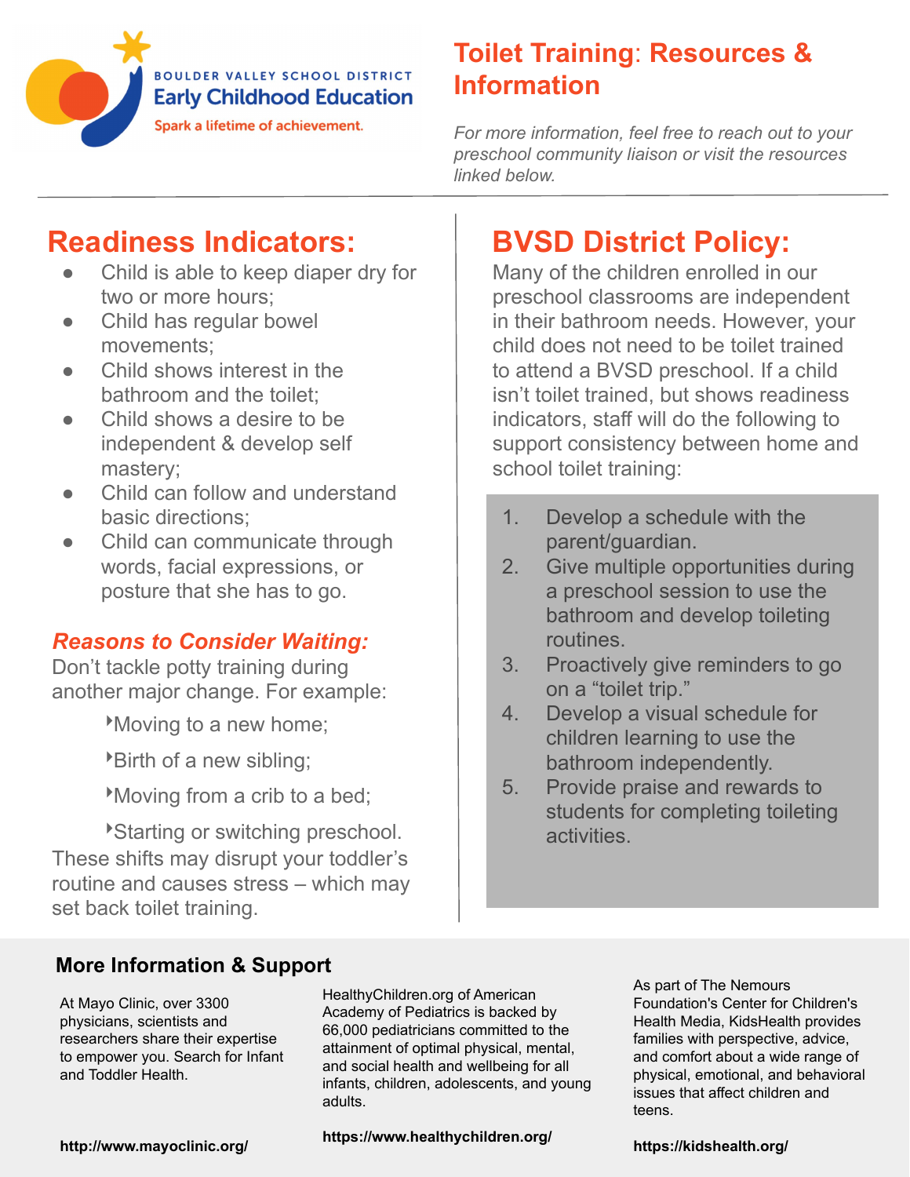BOULDER VALLEY SCHOOL DISTRICT
Early Childhood Education
Spark a lifetime of achievement.

# Toilet Training: Resources & Information

*For more information, feel free to reach out to your preschool community liaison or visit the resources linked below.*

## Readiness Indicators:

- Child is able to keep diaper dry for two or more hours;
- Child has regular bowel movements;
- Child shows interest in the bathroom and the toilet;
- Child shows a desire to be independent & develop self mastery;
- Child can follow and understand basic directions;
- Child can communicate through words, facial expressions, or posture that she has to go.

### *Reasons to Consider Waiting:*

Don't tackle potty training during another major change. For example:

- Moving to a new home;
- Birth of a new sibling;
- Moving from a crib to a bed;
- Starting or switching preschool.

These shifts may disrupt your toddler's routine and causes stress – which may set back toilet training.

## BVSD District Policy:

Many of the children enrolled in our preschool classrooms are independent in their bathroom needs. However, your child does not need to be toilet trained to attend a BVSD preschool. If a child isn't toilet trained, but shows readiness indicators, staff will do the following to support consistency between home and school toilet training:

1. Develop a schedule with the parent/guardian.
2. Give multiple opportunities during a preschool session to use the bathroom and develop toileting routines.
3. Proactively give reminders to go on a "toilet trip."
4. Develop a visual schedule for children learning to use the bathroom independently.
5. Provide praise and rewards to students for completing toileting activities.

## More Information & Support

At Mayo Clinic, over 3300 physicians, scientists and researchers share their expertise to empower you. Search for Infant and Toddler Health.

**http://www.mayoclinic.org/**

HealthyChildren.org of American Academy of Pediatrics is backed by 66,000 pediatricians committed to the attainment of optimal physical, mental, and social health and wellbeing for all infants, children, adolescents, and young adults.

**https://www.healthychildren.org/**

As part of The Nemours Foundation's Center for Children's Health Media, KidsHealth provides families with perspective, advice, and comfort about a wide range of physical, emotional, and behavioral issues that affect children and teens.

**https://kidshealth.org/**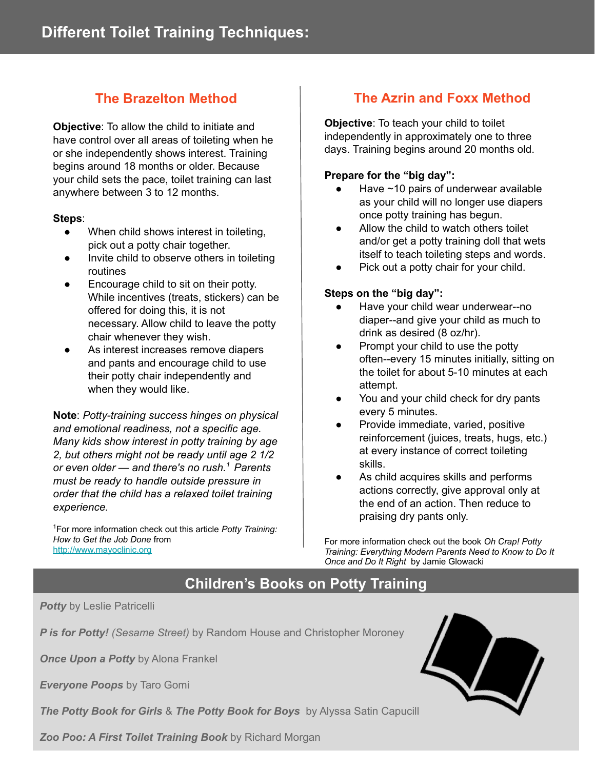# Different Toilet Training Techniques:

## The Brazelton Method

**Objective**: To allow the child to initiate and have control over all areas of toileting when he or she independently shows interest. Training begins around 18 months or older. Because your child sets the pace, toilet training can last anywhere between 3 to 12 months.

**Steps**:

- When child shows interest in toileting, pick out a potty chair together.
- Invite child to observe others in toileting routines
- Encourage child to sit on their potty. While incentives (treats, stickers) can be offered for doing this, it is not necessary. Allow child to leave the potty chair whenever they wish.
- As interest increases remove diapers and pants and encourage child to use their potty chair independently and when they would like.

**Note**: *Potty-training success hinges on physical and emotional readiness, not a specific age. Many kids show interest in potty training by age 2, but others might not be ready until age 2 1/2 or even older — and there's no rush.*[1] *Parents must be ready to handle outside pressure in order that the child has a relaxed toilet training experience.*

[1]For more information check out this article *Potty Training: How to Get the Job Done* from http://www.mayoclinic.org

## The Azrin and Foxx Method

**Objective**: To teach your child to toilet independently in approximately one to three days. Training begins around 20 months old.

**Prepare for the "big day":**

- Have ~10 pairs of underwear available as your child will no longer use diapers once potty training has begun.
- Allow the child to watch others toilet and/or get a potty training doll that wets itself to teach toileting steps and words.
- Pick out a potty chair for your child.

**Steps on the "big day":**

- Have your child wear underwear--no diaper--and give your child as much to drink as desired (8 oz/hr).
- Prompt your child to use the potty often--every 15 minutes initially, sitting on the toilet for about 5-10 minutes at each attempt.
- You and your child check for dry pants every 5 minutes.
- Provide immediate, varied, positive reinforcement (juices, treats, hugs, etc.) at every instance of correct toileting skills.
- As child acquires skills and performs actions correctly, give approval only at the end of an action. Then reduce to praising dry pants only.

For more information check out the book *Oh Crap! Potty Training: Everything Modern Parents Need to Know to Do It Once and Do It Right* by Jamie Glowacki

## Children's Books on Potty Training

***Potty*** by Leslie Patricelli

***P is for Potty!*** *(Sesame Street)* by Random House and Christopher Moroney

***Once Upon a Potty*** by Alona Frankel

***Everyone Poops*** by Taro Gomi

***The Potty Book for Girls*** & ***The Potty Book for Boys*** by Alyssa Satin Capucill

***Zoo Poo: A First Toilet Training Book*** by Richard Morgan